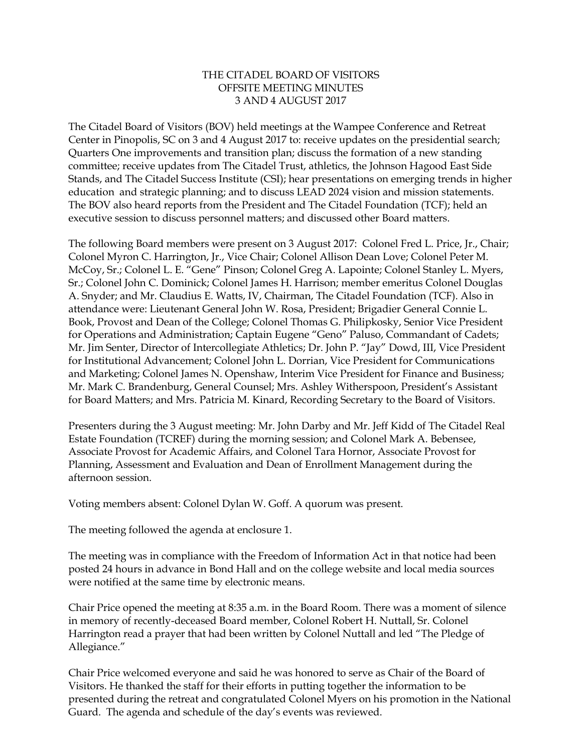# THE CITADEL BOARD OF VISITORS
## OFFSITE MEETING MINUTES
## 3 AND 4 AUGUST 2017

The Citadel Board of Visitors (BOV) held meetings at the Wampee Conference and Retreat Center in Pinopolis, SC on 3 and 4 August 2017 to: receive updates on the presidential search; Quarters One improvements and transition plan; discuss the formation of a new standing committee; receive updates from The Citadel Trust, athletics, the Johnson Hagood East Side Stands, and The Citadel Success Institute (CSI); hear presentations on emerging trends in higher education and strategic planning; and to discuss LEAD 2024 vision and mission statements. The BOV also heard reports from the President and The Citadel Foundation (TCF); held an executive session to discuss personnel matters; and discussed other Board matters.

The following Board members were present on 3 August 2017: Colonel Fred L. Price, Jr., Chair; Colonel Myron C. Harrington, Jr., Vice Chair; Colonel Allison Dean Love; Colonel Peter M. McCoy, Sr.; Colonel L. E. "Gene" Pinson; Colonel Greg A. Lapointe; Colonel Stanley L. Myers, Sr.; Colonel John C. Dominick; Colonel James H. Harrison; member emeritus Colonel Douglas A. Snyder; and Mr. Claudius E. Watts, IV, Chairman, The Citadel Foundation (TCF). Also in attendance were: Lieutenant General John W. Rosa, President; Brigadier General Connie L. Book, Provost and Dean of the College; Colonel Thomas G. Philipkosky, Senior Vice President for Operations and Administration; Captain Eugene "Geno" Paluso, Commandant of Cadets; Mr. Jim Senter, Director of Intercollegiate Athletics; Dr. John P. "Jay" Dowd, III, Vice President for Institutional Advancement; Colonel John L. Dorrian, Vice President for Communications and Marketing; Colonel James N. Openshaw, Interim Vice President for Finance and Business; Mr. Mark C. Brandenburg, General Counsel; Mrs. Ashley Witherspoon, President's Assistant for Board Matters; and Mrs. Patricia M. Kinard, Recording Secretary to the Board of Visitors.

Presenters during the 3 August meeting: Mr. John Darby and Mr. Jeff Kidd of The Citadel Real Estate Foundation (TCREF) during the morning session; and Colonel Mark A. Bebensee, Associate Provost for Academic Affairs, and Colonel Tara Hornor, Associate Provost for Planning, Assessment and Evaluation and Dean of Enrollment Management during the afternoon session.

Voting members absent: Colonel Dylan W. Goff. A quorum was present.

The meeting followed the agenda at enclosure 1.

The meeting was in compliance with the Freedom of Information Act in that notice had been posted 24 hours in advance in Bond Hall and on the college website and local media sources were notified at the same time by electronic means.

Chair Price opened the meeting at 8:35 a.m. in the Board Room. There was a moment of silence in memory of recently-deceased Board member, Colonel Robert H. Nuttall, Sr. Colonel Harrington read a prayer that had been written by Colonel Nuttall and led "The Pledge of Allegiance."

Chair Price welcomed everyone and said he was honored to serve as Chair of the Board of Visitors. He thanked the staff for their efforts in putting together the information to be presented during the retreat and congratulated Colonel Myers on his promotion in the National Guard. The agenda and schedule of the day's events was reviewed.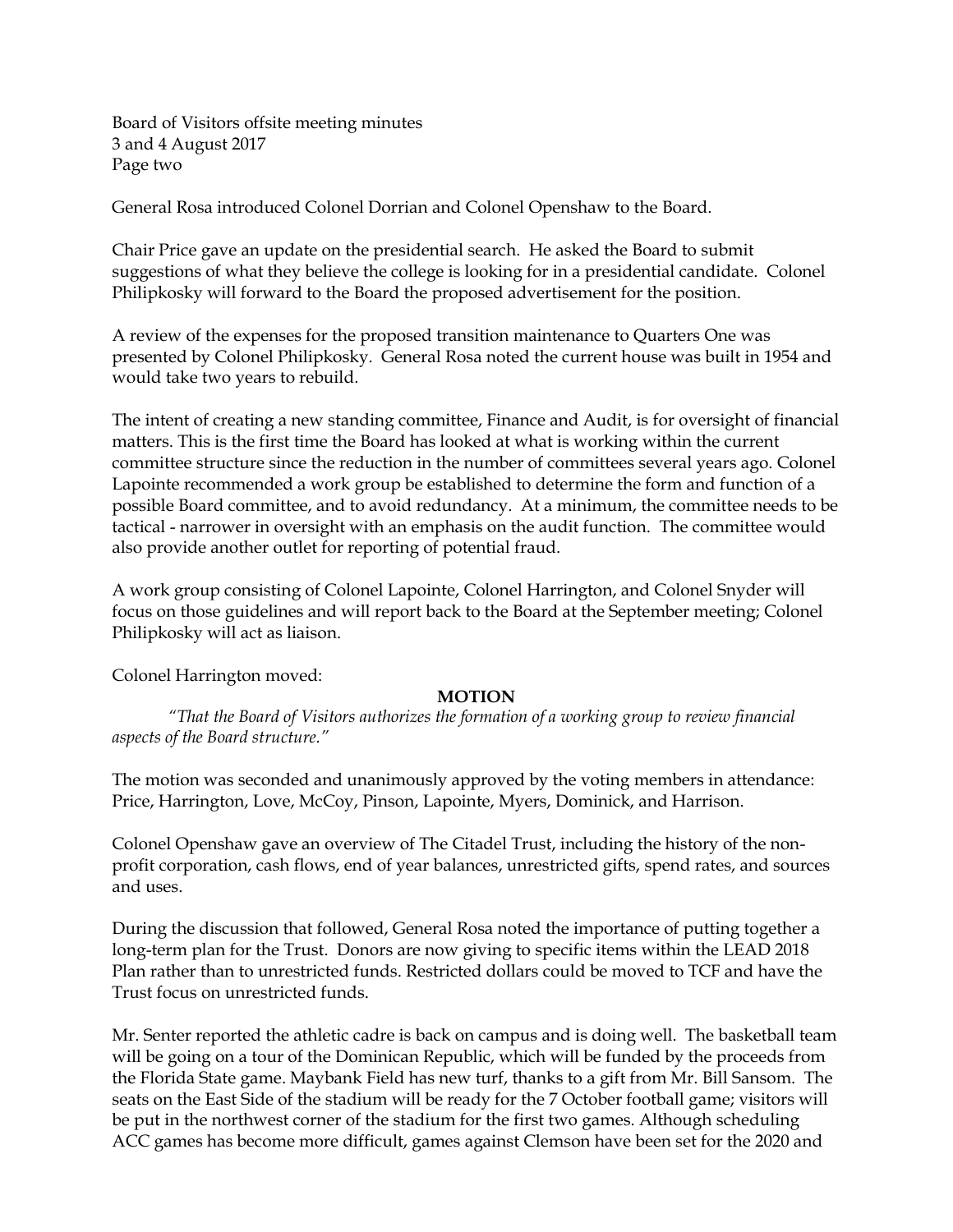General Rosa introduced Colonel Dorrian and Colonel Openshaw to the Board.

Chair Price gave an update on the presidential search. He asked the Board to submit suggestions of what they believe the college is looking for in a presidential candidate. Colonel Philipkosky will forward to the Board the proposed advertisement for the position.

A review of the expenses for the proposed transition maintenance to Quarters One was presented by Colonel Philipkosky. General Rosa noted the current house was built in 1954 and would take two years to rebuild.

The intent of creating a new standing committee, Finance and Audit, is for oversight of financial matters. This is the first time the Board has looked at what is working within the current committee structure since the reduction in the number of committees several years ago. Colonel Lapointe recommended a work group be established to determine the form and function of a possible Board committee, and to avoid redundancy. At a minimum, the committee needs to be tactical - narrower in oversight with an emphasis on the audit function. The committee would also provide another outlet for reporting of potential fraud.

A work group consisting of Colonel Lapointe, Colonel Harrington, and Colonel Snyder will focus on those guidelines and will report back to the Board at the September meeting; Colonel Philipkosky will act as liaison.

Colonel Harrington moved:

**MOTION**

*"That the Board of Visitors authorizes the formation of a working group to review financial aspects of the Board structure."*

The motion was seconded and unanimously approved by the voting members in attendance: Price, Harrington, Love, McCoy, Pinson, Lapointe, Myers, Dominick, and Harrison.

Colonel Openshaw gave an overview of The Citadel Trust, including the history of the non-profit corporation, cash flows, end of year balances, unrestricted gifts, spend rates, and sources and uses.

During the discussion that followed, General Rosa noted the importance of putting together a long-term plan for the Trust. Donors are now giving to specific items within the LEAD 2018 Plan rather than to unrestricted funds. Restricted dollars could be moved to TCF and have the Trust focus on unrestricted funds.

Mr. Senter reported the athletic cadre is back on campus and is doing well. The basketball team will be going on a tour of the Dominican Republic, which will be funded by the proceeds from the Florida State game. Maybank Field has new turf, thanks to a gift from Mr. Bill Sansom. The seats on the East Side of the stadium will be ready for the 7 October football game; visitors will be put in the northwest corner of the stadium for the first two games. Although scheduling ACC games has become more difficult, games against Clemson have been set for the 2020 and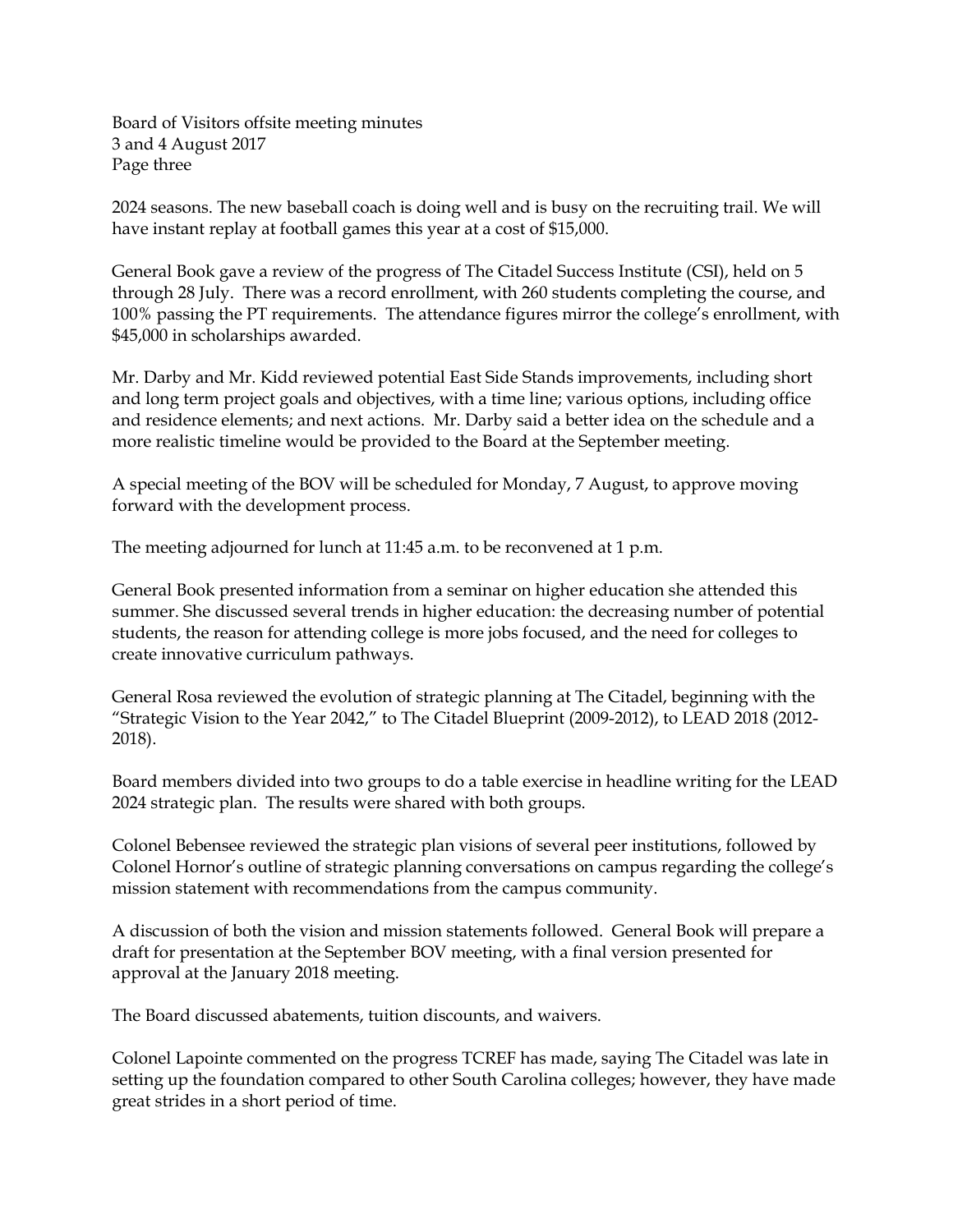2024 seasons. The new baseball coach is doing well and is busy on the recruiting trail. We will have instant replay at football games this year at a cost of $15,000.

General Book gave a review of the progress of The Citadel Success Institute (CSI), held on 5 through 28 July. There was a record enrollment, with 260 students completing the course, and 100% passing the PT requirements. The attendance figures mirror the college's enrollment, with $45,000 in scholarships awarded.

Mr. Darby and Mr. Kidd reviewed potential East Side Stands improvements, including short and long term project goals and objectives, with a time line; various options, including office and residence elements; and next actions. Mr. Darby said a better idea on the schedule and a more realistic timeline would be provided to the Board at the September meeting.

A special meeting of the BOV will be scheduled for Monday, 7 August, to approve moving forward with the development process.

The meeting adjourned for lunch at 11:45 a.m. to be reconvened at 1 p.m.

General Book presented information from a seminar on higher education she attended this summer. She discussed several trends in higher education: the decreasing number of potential students, the reason for attending college is more jobs focused, and the need for colleges to create innovative curriculum pathways.

General Rosa reviewed the evolution of strategic planning at The Citadel, beginning with the "Strategic Vision to the Year 2042," to The Citadel Blueprint (2009-2012), to LEAD 2018 (2012-2018).

Board members divided into two groups to do a table exercise in headline writing for the LEAD 2024 strategic plan. The results were shared with both groups.

Colonel Bebensee reviewed the strategic plan visions of several peer institutions, followed by Colonel Hornor's outline of strategic planning conversations on campus regarding the college's mission statement with recommendations from the campus community.

A discussion of both the vision and mission statements followed. General Book will prepare a draft for presentation at the September BOV meeting, with a final version presented for approval at the January 2018 meeting.

The Board discussed abatements, tuition discounts, and waivers.

Colonel Lapointe commented on the progress TCREF has made, saying The Citadel was late in setting up the foundation compared to other South Carolina colleges; however, they have made great strides in a short period of time.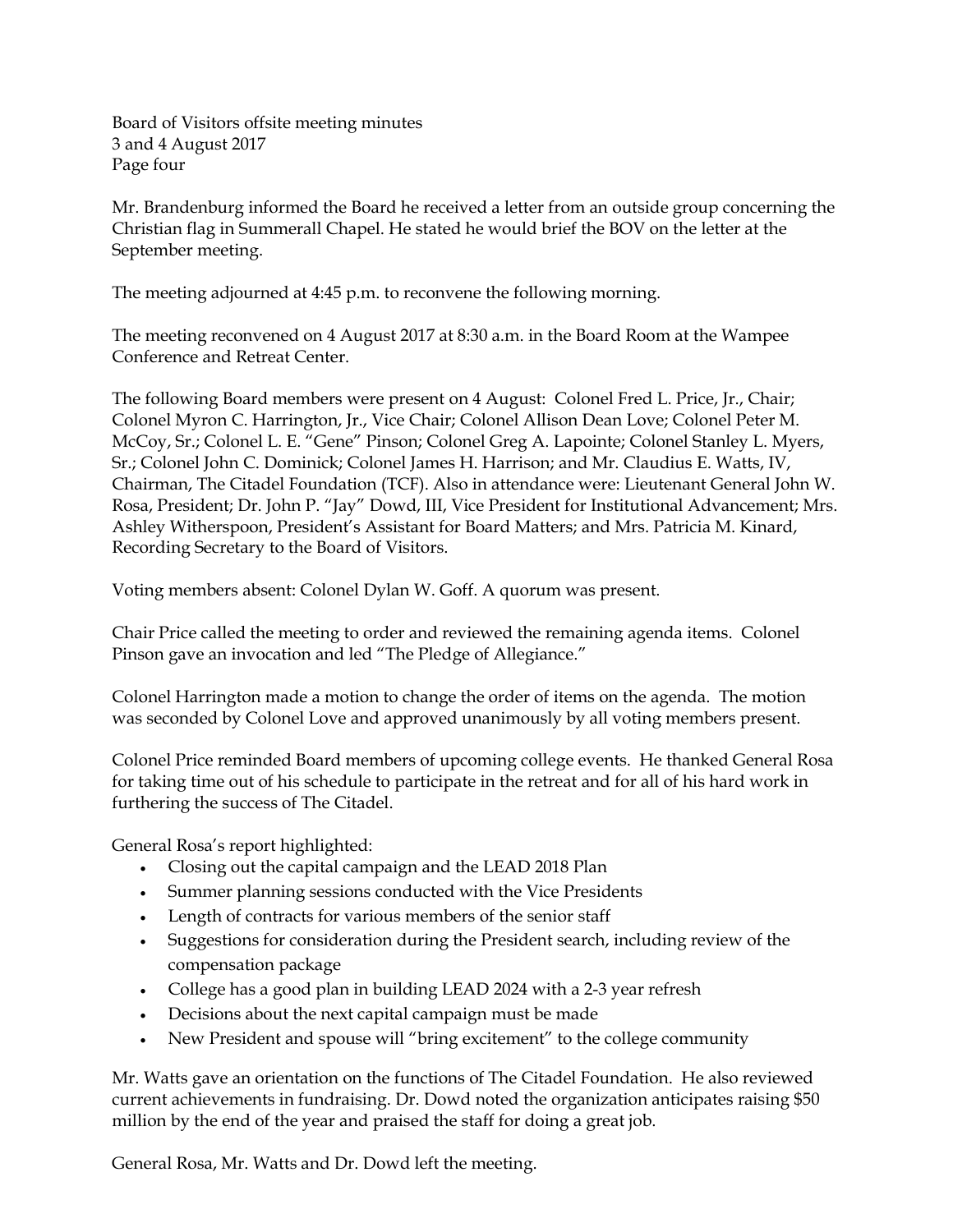Mr. Brandenburg informed the Board he received a letter from an outside group concerning the Christian flag in Summerall Chapel. He stated he would brief the BOV on the letter at the September meeting.

The meeting adjourned at 4:45 p.m. to reconvene the following morning.

The meeting reconvened on 4 August 2017 at 8:30 a.m. in the Board Room at the Wampee Conference and Retreat Center.

The following Board members were present on 4 August: Colonel Fred L. Price, Jr., Chair; Colonel Myron C. Harrington, Jr., Vice Chair; Colonel Allison Dean Love; Colonel Peter M. McCoy, Sr.; Colonel L. E. "Gene" Pinson; Colonel Greg A. Lapointe; Colonel Stanley L. Myers, Sr.; Colonel John C. Dominick; Colonel James H. Harrison; and Mr. Claudius E. Watts, IV, Chairman, The Citadel Foundation (TCF). Also in attendance were: Lieutenant General John W. Rosa, President; Dr. John P. "Jay" Dowd, III, Vice President for Institutional Advancement; Mrs. Ashley Witherspoon, President's Assistant for Board Matters; and Mrs. Patricia M. Kinard, Recording Secretary to the Board of Visitors.

Voting members absent: Colonel Dylan W. Goff. A quorum was present.

Chair Price called the meeting to order and reviewed the remaining agenda items. Colonel Pinson gave an invocation and led "The Pledge of Allegiance."

Colonel Harrington made a motion to change the order of items on the agenda. The motion was seconded by Colonel Love and approved unanimously by all voting members present.

Colonel Price reminded Board members of upcoming college events. He thanked General Rosa for taking time out of his schedule to participate in the retreat and for all of his hard work in furthering the success of The Citadel.

General Rosa's report highlighted:

- Closing out the capital campaign and the LEAD 2018 Plan
- Summer planning sessions conducted with the Vice Presidents
- Length of contracts for various members of the senior staff
- Suggestions for consideration during the President search, including review of the compensation package
- College has a good plan in building LEAD 2024 with a 2-3 year refresh
- Decisions about the next capital campaign must be made
- New President and spouse will "bring excitement" to the college community

Mr. Watts gave an orientation on the functions of The Citadel Foundation. He also reviewed current achievements in fundraising. Dr. Dowd noted the organization anticipates raising $50 million by the end of the year and praised the staff for doing a great job.

General Rosa, Mr. Watts and Dr. Dowd left the meeting.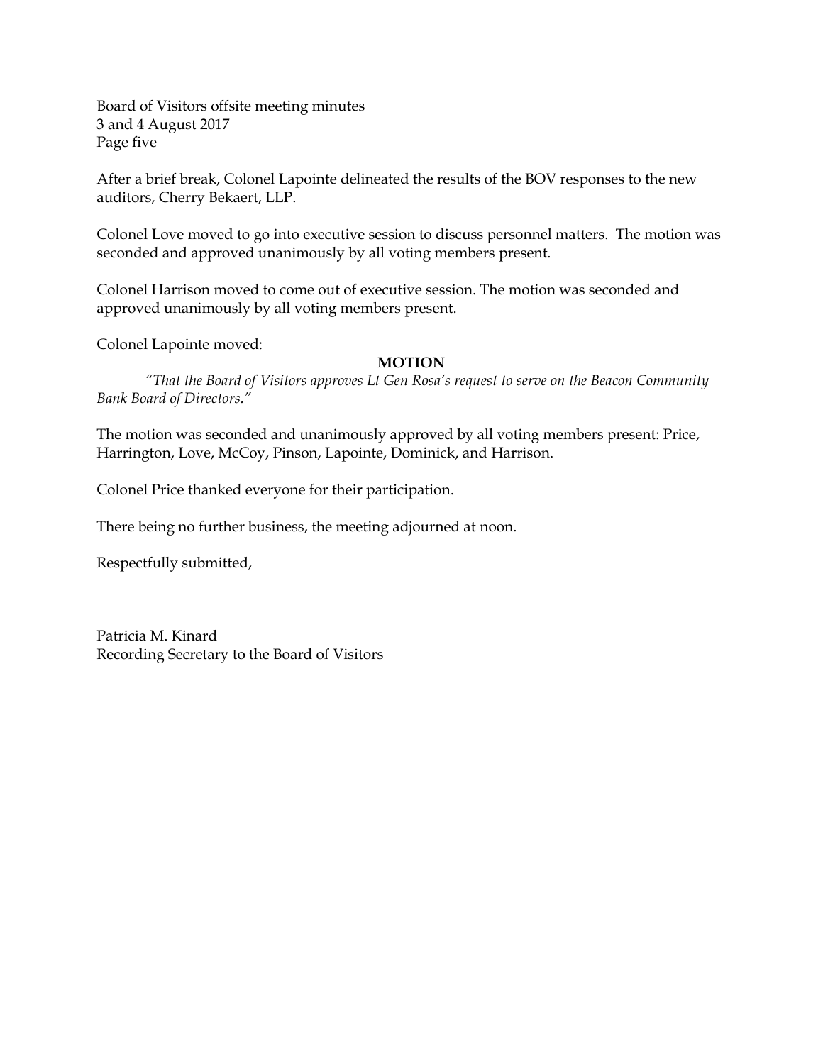After a brief break, Colonel Lapointe delineated the results of the BOV responses to the new auditors, Cherry Bekaert, LLP.

Colonel Love moved to go into executive session to discuss personnel matters. The motion was seconded and approved unanimously by all voting members present.

Colonel Harrison moved to come out of executive session. The motion was seconded and approved unanimously by all voting members present.

Colonel Lapointe moved:

**MOTION**

*"That the Board of Visitors approves Lt Gen Rosa's request to serve on the Beacon Community Bank Board of Directors."*

The motion was seconded and unanimously approved by all voting members present: Price, Harrington, Love, McCoy, Pinson, Lapointe, Dominick, and Harrison.

Colonel Price thanked everyone for their participation.

There being no further business, the meeting adjourned at noon.

Respectfully submitted,

Patricia M. Kinard
Recording Secretary to the Board of Visitors